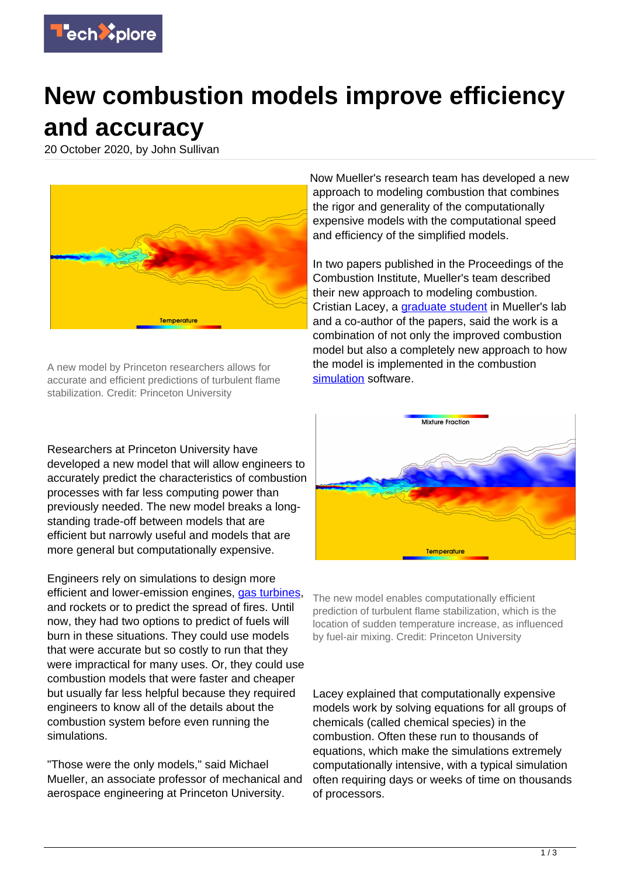# New combustion models improve efficiency and accuracy

20 October 2020, by John Sullivan

A new model by Princeton researchers allows for accurate and efficient predictions of turbulent flame stabilization. Credit: Princeton University

Researchers at Princeton University have developed a new model that will allow engineers to accurately predict the characteristics of combustion processes with far less computing power than previously needed. The new model breaks a long-standing trade-off between models that are efficient but narrowly useful and models that are more general but computationally expensive.

Engineers rely on simulations to design more efficient and lower-emission engines, gas turbines, and rockets or to predict the spread of fires. Until now, they had two options to predict of fuels will burn in these situations. They could use models that were accurate but so costly to run that they were impractical for many uses. Or, they could use combustion models that were faster and cheaper but usually far less helpful because they required engineers to know all of the details about the combustion system before even running the simulations.

"Those were the only models," said Michael Mueller, an associate professor of mechanical and aerospace engineering at Princeton University.

Now Mueller's research team has developed a new approach to modeling combustion that combines the rigor and generality of the computationally expensive models with the computational speed and efficiency of the simplified models.

In two papers published in the Proceedings of the Combustion Institute, Mueller's team described their new approach to modeling combustion. Cristian Lacey, a graduate student in Mueller's lab and a co-author of the papers, said the work is a combination of not only the improved combustion model but also a completely new approach to how the model is implemented in the combustion simulation software.

The new model enables computationally efficient prediction of turbulent flame stabilization, which is the location of sudden temperature increase, as influenced by fuel-air mixing. Credit: Princeton University

Lacey explained that computationally expensive models work by solving equations for all groups of chemicals (called chemical species) in the combustion. Often these run to thousands of equations, which make the simulations extremely computationally intensive, with a typical simulation often requiring days or weeks of time on thousands of processors.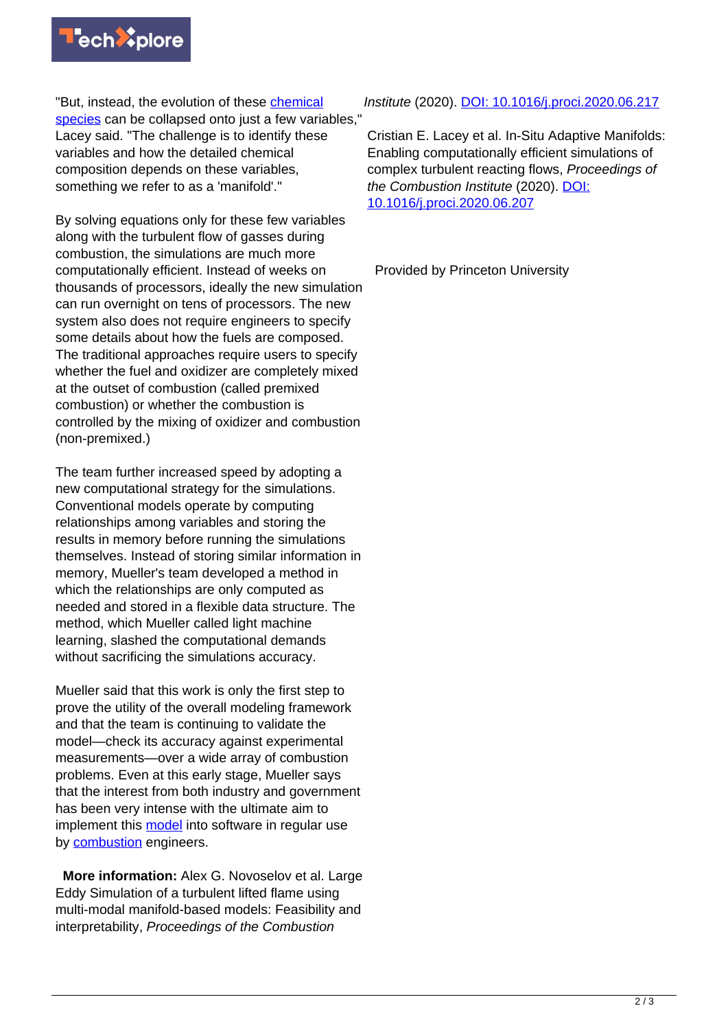"But, instead, the evolution of these chemical species can be collapsed onto just a few variables," Lacey said. "The challenge is to identify these variables and how the detailed chemical composition depends on these variables, something we refer to as a 'manifold'."

By solving equations only for these few variables along with the turbulent flow of gasses during combustion, the simulations are much more computationally efficient. Instead of weeks on thousands of processors, ideally the new simulation can run overnight on tens of processors. The new system also does not require engineers to specify some details about how the fuels are composed. The traditional approaches require users to specify whether the fuel and oxidizer are completely mixed at the outset of combustion (called premixed combustion) or whether the combustion is controlled by the mixing of oxidizer and combustion (non-premixed.)

The team further increased speed by adopting a new computational strategy for the simulations. Conventional models operate by computing relationships among variables and storing the results in memory before running the simulations themselves. Instead of storing similar information in memory, Mueller's team developed a method in which the relationships are only computed as needed and stored in a flexible data structure. The method, which Mueller called light machine learning, slashed the computational demands without sacrificing the simulations accuracy.

Mueller said that this work is only the first step to prove the utility of the overall modeling framework and that the team is continuing to validate the model—check its accuracy against experimental measurements—over a wide array of combustion problems. Even at this early stage, Mueller says that the interest from both industry and government has been very intense with the ultimate aim to implement this model into software in regular use by combustion engineers.

**More information:** Alex G. Novoselov et al. Large Eddy Simulation of a turbulent lifted flame using multi-modal manifold-based models: Feasibility and interpretability, *Proceedings of the Combustion Institute* (2020). DOI: 10.1016/j.proci.2020.06.217

Cristian E. Lacey et al. In-Situ Adaptive Manifolds: Enabling computationally efficient simulations of complex turbulent reacting flows, *Proceedings of the Combustion Institute* (2020). DOI: 10.1016/j.proci.2020.06.207

Provided by Princeton University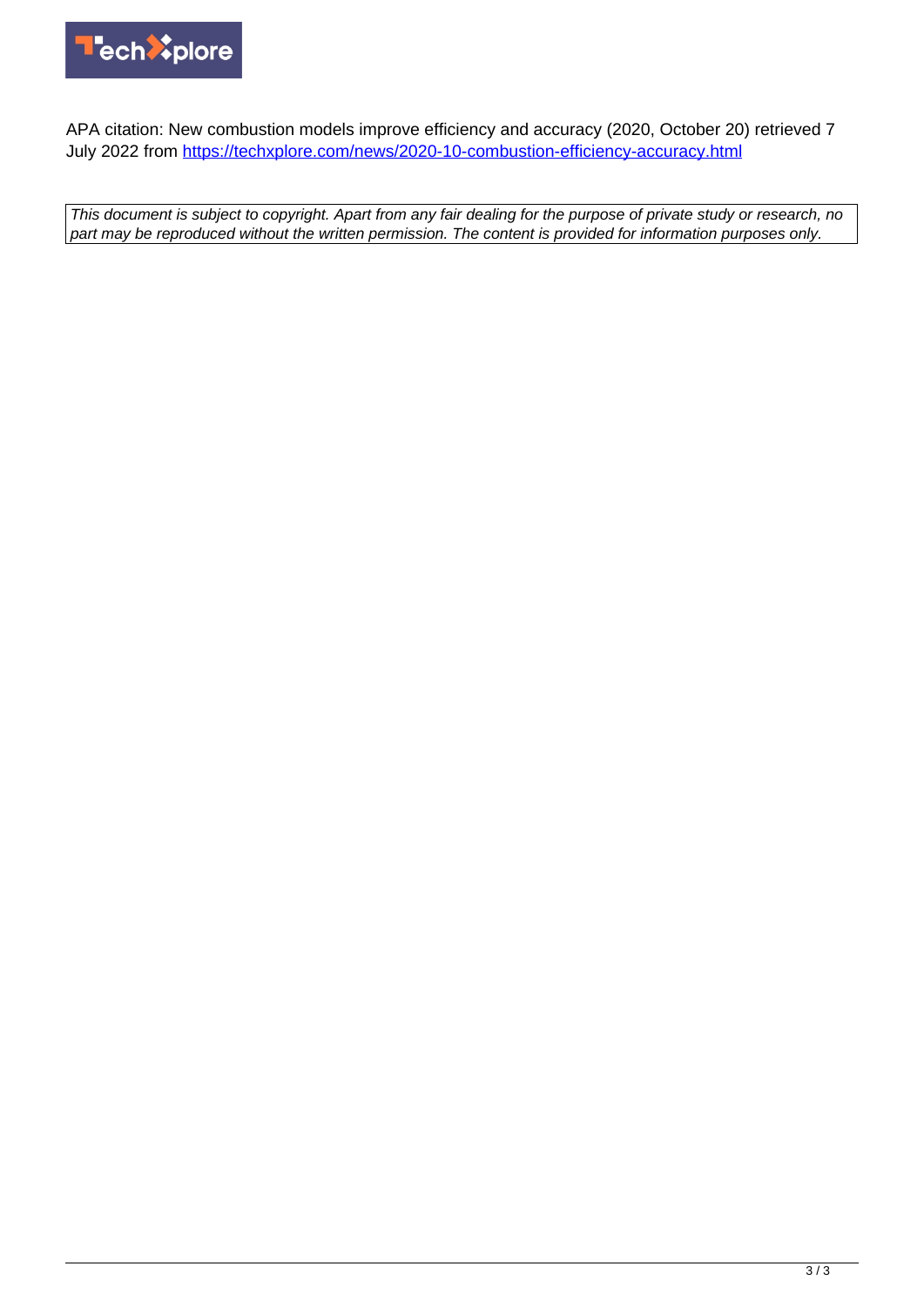APA citation: New combustion models improve efficiency and accuracy (2020, October 20) retrieved 7 July 2022 from https://techxplore.com/news/2020-10-combustion-efficiency-accuracy.html

*This document is subject to copyright. Apart from any fair dealing for the purpose of private study or research, no part may be reproduced without the written permission. The content is provided for information purposes only.*